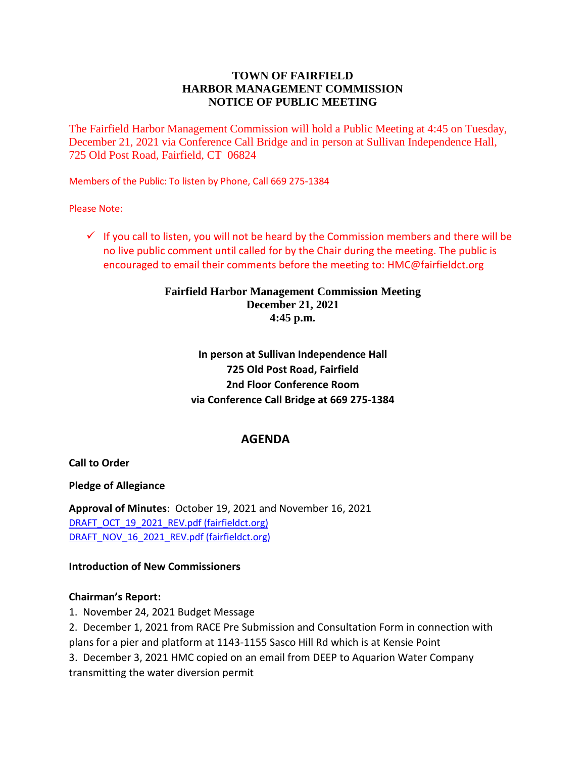**TOWN OF FAIRFIELD**
**HARBOR MANAGEMENT COMMISSION**
**NOTICE OF PUBLIC MEETING**

The Fairfield Harbor Management Commission will hold a Public Meeting at 4:45 on Tuesday, December 21, 2021 via Conference Call Bridge and in person at Sullivan Independence Hall, 725 Old Post Road, Fairfield, CT 06824

Members of the Public: To listen by Phone, Call 669 275-1384

Please Note:

- ✓ If you call to listen, you will not be heard by the Commission members and there will be no live public comment until called for by the Chair during the meeting. The public is encouraged to email their comments before the meeting to: HMC@fairfieldct.org

**Fairfield Harbor Management Commission Meeting**
**December 21, 2021**
**4:45 p.m.**

**In person at Sullivan Independence Hall**
**725 Old Post Road, Fairfield**
**2nd Floor Conference Room**
**via Conference Call Bridge at 669 275-1384**

## AGENDA

**Call to Order**

**Pledge of Allegiance**

**Approval of Minutes**: October 19, 2021 and November 16, 2021
DRAFT_OCT_19_2021_REV.pdf (fairfieldct.org)
DRAFT_NOV_16_2021_REV.pdf (fairfieldct.org)

**Introduction of New Commissioners**

**Chairman's Report:**

1. November 24, 2021 Budget Message
2. December 1, 2021 from RACE Pre Submission and Consultation Form in connection with plans for a pier and platform at 1143-1155 Sasco Hill Rd which is at Kensie Point
3. December 3, 2021 HMC copied on an email from DEEP to Aquarion Water Company transmitting the water diversion permit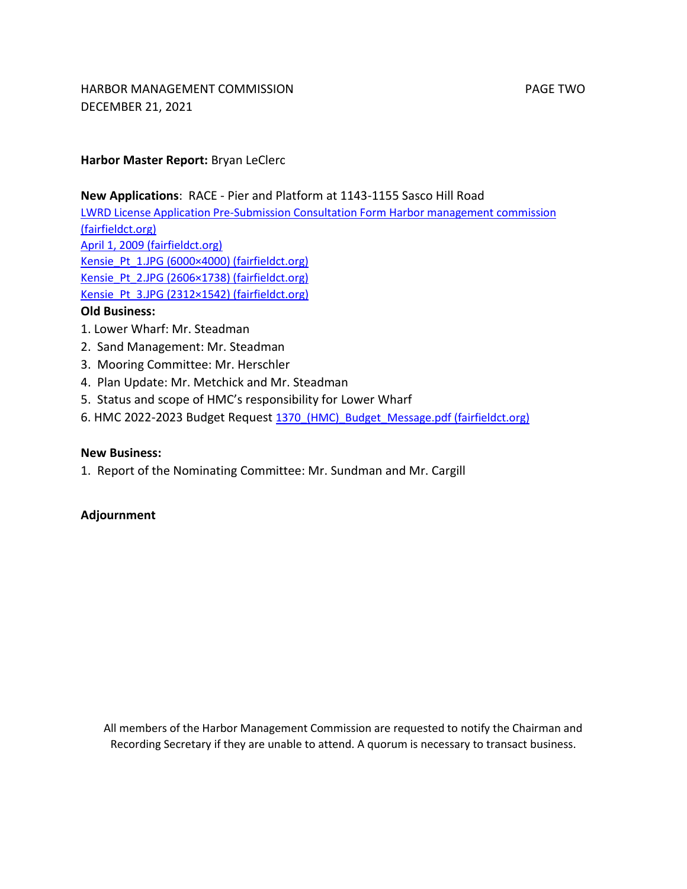**Harbor Master Report:** Bryan LeClerc

**New Applications**: RACE - Pier and Platform at 1143-1155 Sasco Hill Road

LWRD License Application Pre-Submission Consultation Form Harbor management commission (fairfieldct.org)

April 1, 2009 (fairfieldct.org)

Kensie_Pt_1.JPG (6000×4000) (fairfieldct.org)

Kensie_Pt_2.JPG (2606×1738) (fairfieldct.org)

Kensie_Pt_3.JPG (2312×1542) (fairfieldct.org)

**Old Business:**

1. Lower Wharf: Mr. Steadman
2. Sand Management: Mr. Steadman
3. Mooring Committee: Mr. Herschler
4. Plan Update: Mr. Metchick and Mr. Steadman
5. Status and scope of HMC's responsibility for Lower Wharf
6. HMC 2022-2023 Budget Request 1370_(HMC)_Budget_Message.pdf (fairfieldct.org)

**New Business:**

1. Report of the Nominating Committee: Mr. Sundman and Mr. Cargill

**Adjournment**

All members of the Harbor Management Commission are requested to notify the Chairman and Recording Secretary if they are unable to attend. A quorum is necessary to transact business.